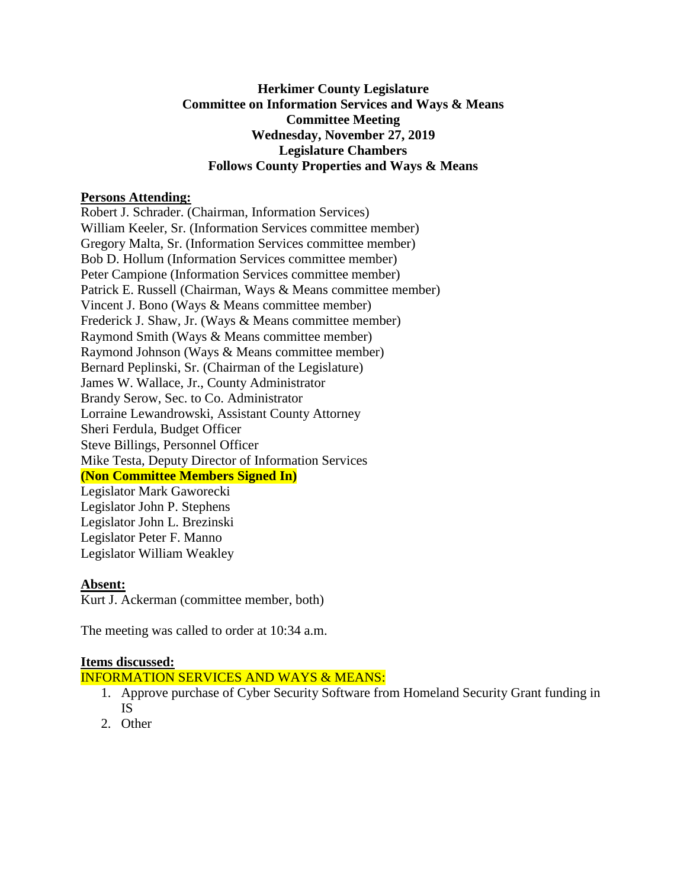**Herkimer County Legislature**
**Committee on Information Services and Ways & Means**
**Committee Meeting**
**Wednesday, November 27, 2019**
**Legislature Chambers**
**Follows County Properties and Ways & Means**

**Persons Attending:**

Robert J. Schrader. (Chairman, Information Services)
William Keeler, Sr. (Information Services committee member)
Gregory Malta, Sr. (Information Services committee member)
Bob D. Hollum (Information Services committee member)
Peter Campione (Information Services committee member)
Patrick E. Russell (Chairman, Ways & Means committee member)
Vincent J. Bono (Ways & Means committee member)
Frederick J. Shaw, Jr. (Ways & Means committee member)
Raymond Smith (Ways & Means committee member)
Raymond Johnson (Ways & Means committee member)
Bernard Peplinski, Sr. (Chairman of the Legislature)
James W. Wallace, Jr., County Administrator
Brandy Serow, Sec. to Co. Administrator
Lorraine Lewandrowski, Assistant County Attorney
Sheri Ferdula, Budget Officer
Steve Billings, Personnel Officer
Mike Testa, Deputy Director of Information Services

**(Non Committee Members Signed In)**

Legislator Mark Gaworecki
Legislator John P. Stephens
Legislator John L. Brezinski
Legislator Peter F. Manno
Legislator William Weakley

**Absent:**

Kurt J. Ackerman (committee member, both)

The meeting was called to order at 10:34 a.m.

**Items discussed:**

INFORMATION SERVICES AND WAYS & MEANS:

1. Approve purchase of Cyber Security Software from Homeland Security Grant funding in IS
2. Other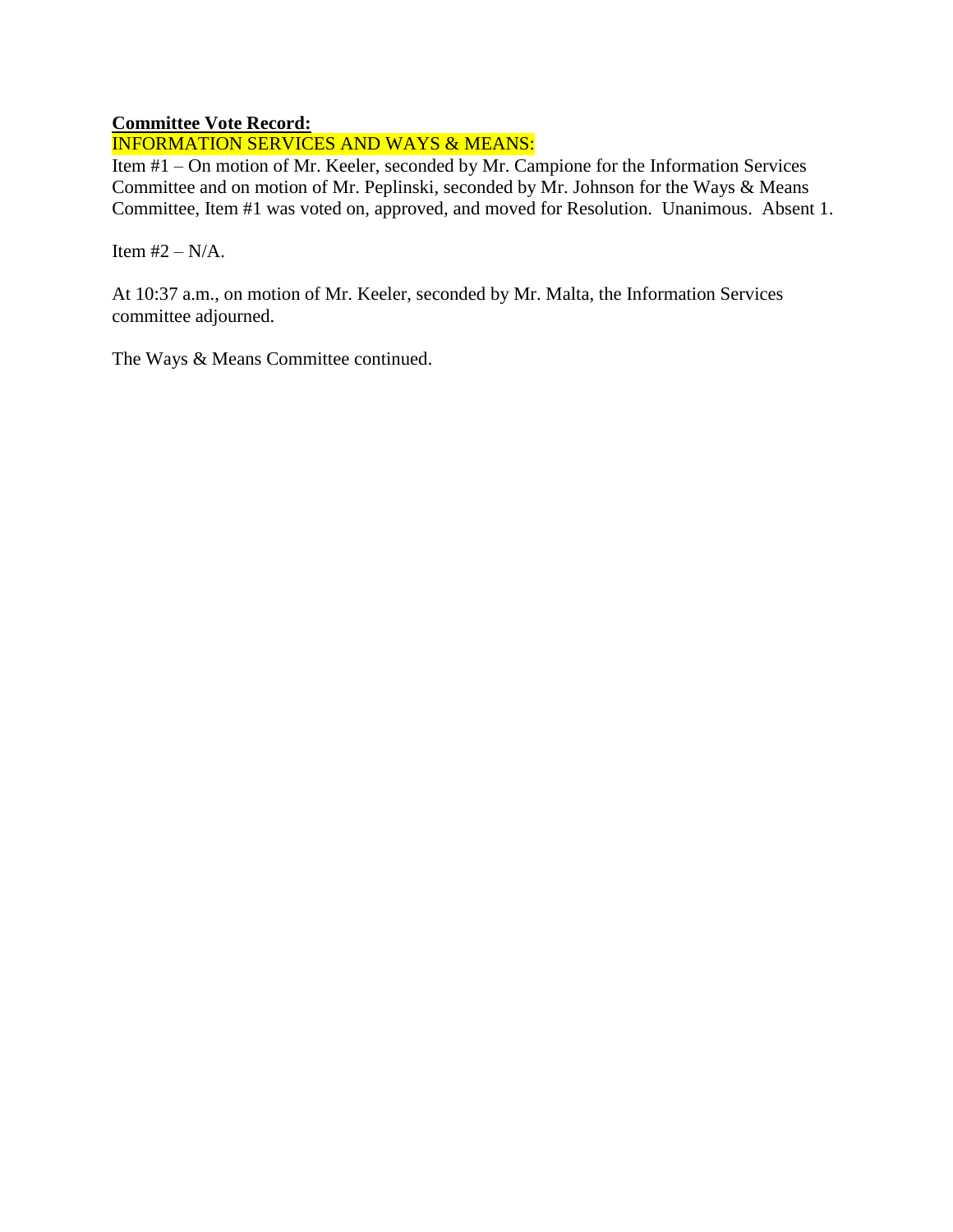**Committee Vote Record:**

INFORMATION SERVICES AND WAYS & MEANS:

Item #1 – On motion of Mr. Keeler, seconded by Mr. Campione for the Information Services Committee and on motion of Mr. Peplinski, seconded by Mr. Johnson for the Ways & Means Committee, Item #1 was voted on, approved, and moved for Resolution. Unanimous. Absent 1.

Item #2 – N/A.

At 10:37 a.m., on motion of Mr. Keeler, seconded by Mr. Malta, the Information Services committee adjourned.

The Ways & Means Committee continued.